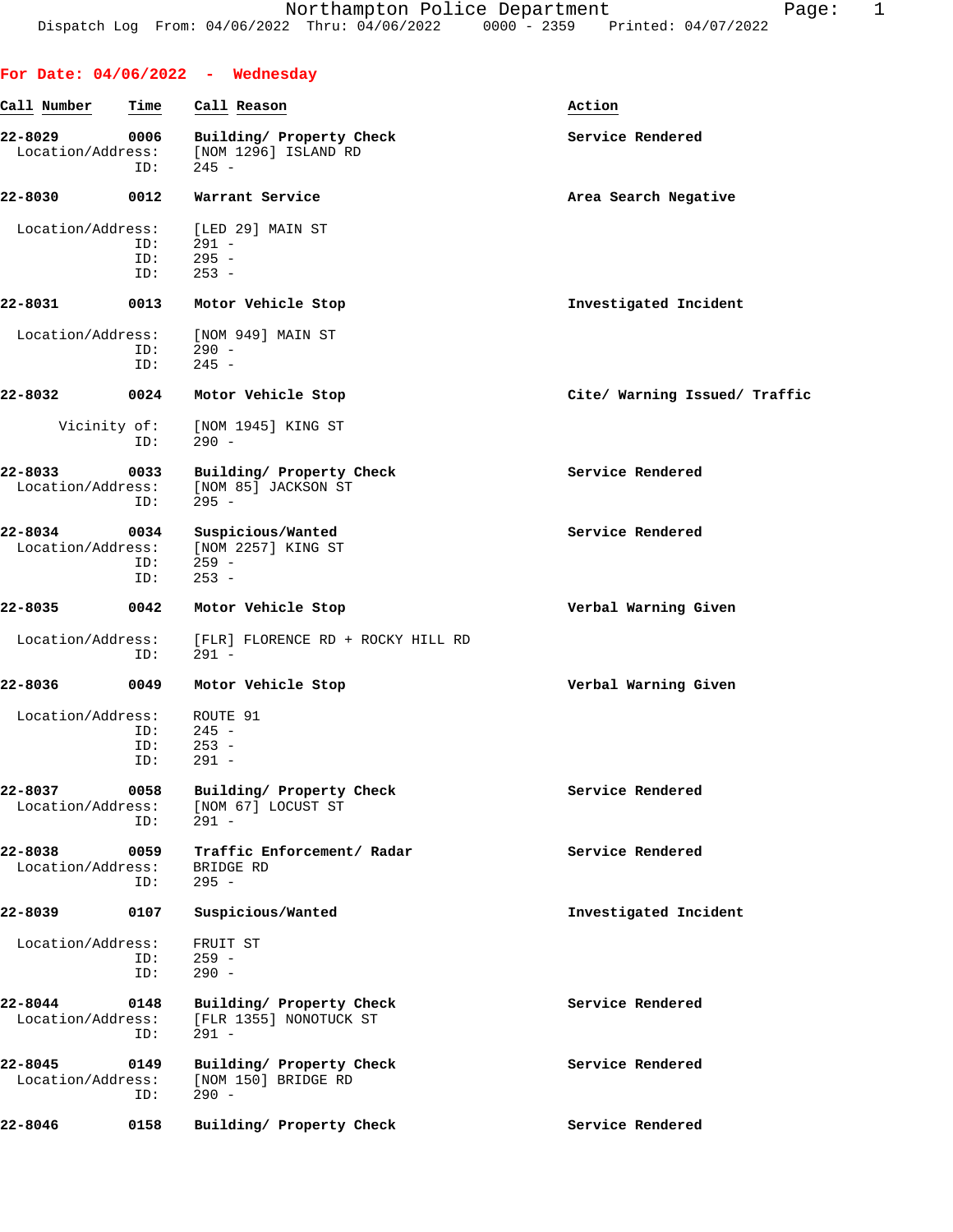# Northampton Police Department

Dispatch Log From: 04/06/2022 Thru: 04/06/2022 0000 - 2359 Printed: 04/07/2022

## For Date: 04/06/2022 - Wednesday

| Call Number | Time | Call Reason | Action |
|---|---|---|---|
| 22-8029 | 0006 | Building/ Property Check | Service Rendered |
| | | Location/Address: [NOM 1296] ISLAND RD | |
| | | ID: 245 - | |
| 22-8030 | 0012 | Warrant Service | Area Search Negative |
| | | Location/Address: [LED 29] MAIN ST | |
| | | ID: 291 - | |
| | | ID: 295 - | |
| | | ID: 253 - | |
| 22-8031 | 0013 | Motor Vehicle Stop | Investigated Incident |
| | | Location/Address: [NOM 949] MAIN ST | |
| | | ID: 290 - | |
| | | ID: 245 - | |
| 22-8032 | 0024 | Motor Vehicle Stop | Cite/ Warning Issued/ Traffic |
| | | Vicinity of: [NOM 1945] KING ST | |
| | | ID: 290 - | |
| 22-8033 | 0033 | Building/ Property Check | Service Rendered |
| | | Location/Address: [NOM 85] JACKSON ST | |
| | | ID: 295 - | |
| 22-8034 | 0034 | Suspicious/Wanted | Service Rendered |
| | | Location/Address: [NOM 2257] KING ST | |
| | | ID: 259 - | |
| | | ID: 253 - | |
| 22-8035 | 0042 | Motor Vehicle Stop | Verbal Warning Given |
| | | Location/Address: [FLR] FLORENCE RD + ROCKY HILL RD | |
| | | ID: 291 - | |
| 22-8036 | 0049 | Motor Vehicle Stop | Verbal Warning Given |
| | | Location/Address: ROUTE 91 | |
| | | ID: 245 - | |
| | | ID: 253 - | |
| | | ID: 291 - | |
| 22-8037 | 0058 | Building/ Property Check | Service Rendered |
| | | Location/Address: [NOM 67] LOCUST ST | |
| | | ID: 291 - | |
| 22-8038 | 0059 | Traffic Enforcement/ Radar | Service Rendered |
| | | Location/Address: BRIDGE RD | |
| | | ID: 295 - | |
| 22-8039 | 0107 | Suspicious/Wanted | Investigated Incident |
| | | Location/Address: FRUIT ST | |
| | | ID: 259 - | |
| | | ID: 290 - | |
| 22-8044 | 0148 | Building/ Property Check | Service Rendered |
| | | Location/Address: [FLR 1355] NONOTUCK ST | |
| | | ID: 291 - | |
| 22-8045 | 0149 | Building/ Property Check | Service Rendered |
| | | Location/Address: [NOM 150] BRIDGE RD | |
| | | ID: 290 - | |
| 22-8046 | 0158 | Building/ Property Check | Service Rendered |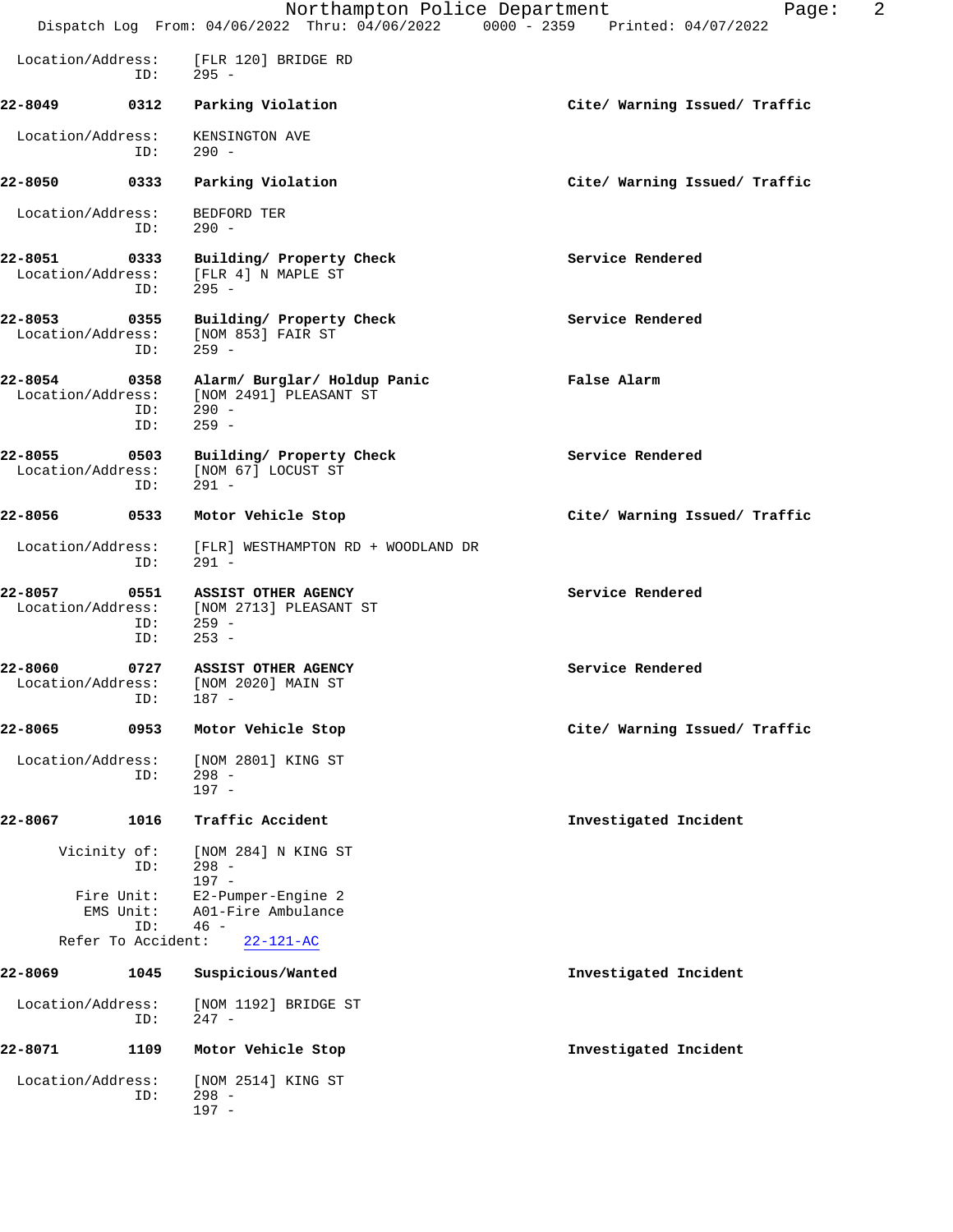Location/Address: [FLR 120] BRIDGE RD
ID: 295 -

**22-8049 0312 Parking Violation** — **Cite/ Warning Issued/ Traffic**

Location/Address: KENSINGTON AVE
ID: 290 -

**22-8050 0333 Parking Violation** — **Cite/ Warning Issued/ Traffic**

Location/Address: BEDFORD TER
ID: 290 -

**22-8051 0333 Building/ Property Check** — **Service Rendered**
Location/Address: [FLR 4] N MAPLE ST
ID: 295 -

**22-8053 0355 Building/ Property Check** — **Service Rendered**
Location/Address: [NOM 853] FAIR ST
ID: 259 -

**22-8054 0358 Alarm/ Burglar/ Holdup Panic** — **False Alarm**
Location/Address: [NOM 2491] PLEASANT ST
ID: 290 -
ID: 259 -

**22-8055 0503 Building/ Property Check** — **Service Rendered**
Location/Address: [NOM 67] LOCUST ST
ID: 291 -

**22-8056 0533 Motor Vehicle Stop** — **Cite/ Warning Issued/ Traffic**

Location/Address: [FLR] WESTHAMPTON RD + WOODLAND DR
ID: 291 -

**22-8057 0551 ASSIST OTHER AGENCY** — **Service Rendered**
Location/Address: [NOM 2713] PLEASANT ST
ID: 259 -
ID: 253 -

**22-8060 0727 ASSIST OTHER AGENCY** — **Service Rendered**
Location/Address: [NOM 2020] MAIN ST
ID: 187 -

**22-8065 0953 Motor Vehicle Stop** — **Cite/ Warning Issued/ Traffic**

Location/Address: [NOM 2801] KING ST
ID: 298 -
197 -

**22-8067 1016 Traffic Accident** — **Investigated Incident**

Vicinity of: [NOM 284] N KING ST
ID: 298 -
197 -
Fire Unit: E2-Pumper-Engine 2
EMS Unit: A01-Fire Ambulance
ID: 46 -
Refer To Accident: 22-121-AC

**22-8069 1045 Suspicious/Wanted** — **Investigated Incident**

Location/Address: [NOM 1192] BRIDGE ST
ID: 247 -

**22-8071 1109 Motor Vehicle Stop** — **Investigated Incident**

Location/Address: [NOM 2514] KING ST
ID: 298 -
197 -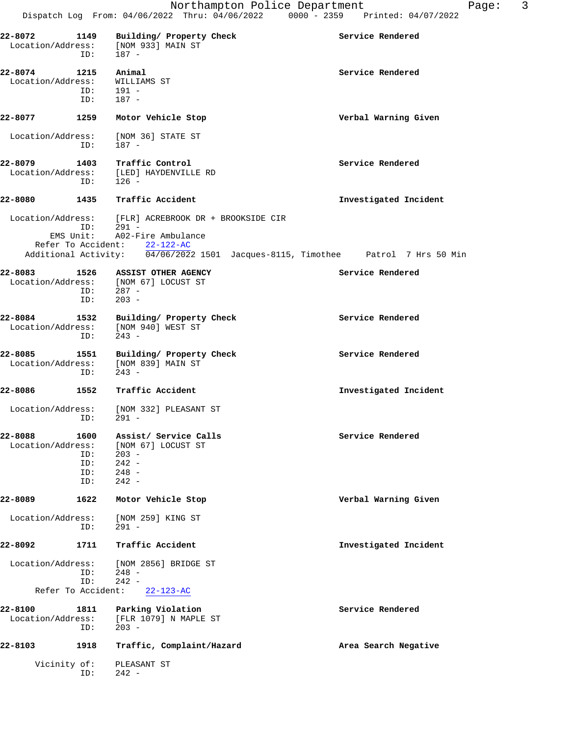**22-8072** **1149** **Building/ Property Check** **Service Rendered**
Location/Address: [NOM 933] MAIN ST
ID: 187 -

**22-8074** **1215** **Animal** **Service Rendered**
Location/Address: WILLIAMS ST
ID: 191 -
ID: 187 -

**22-8077** **1259** **Motor Vehicle Stop** **Verbal Warning Given**
Location/Address: [NOM 36] STATE ST
ID: 187 -

**22-8079** **1403** **Traffic Control** **Service Rendered**
Location/Address: [LED] HAYDENVILLE RD
ID: 126 -

**22-8080** **1435** **Traffic Accident** **Investigated Incident**
Location/Address: [FLR] ACREBROOK DR + BROOKSIDE CIR
ID: 291 -
EMS Unit: A02-Fire Ambulance
Refer To Accident: 22-122-AC
Additional Activity: 04/06/2022 1501 Jacques-8115, Timothee Patrol 7 Hrs 50 Min

**22-8083** **1526** **ASSIST OTHER AGENCY** **Service Rendered**
Location/Address: [NOM 67] LOCUST ST
ID: 287 -
ID: 203 -

**22-8084** **1532** **Building/ Property Check** **Service Rendered**
Location/Address: [NOM 940] WEST ST
ID: 243 -

**22-8085** **1551** **Building/ Property Check** **Service Rendered**
Location/Address: [NOM 839] MAIN ST
ID: 243 -

**22-8086** **1552** **Traffic Accident** **Investigated Incident**
Location/Address: [NOM 332] PLEASANT ST
ID: 291 -

**22-8088** **1600** **Assist/ Service Calls** **Service Rendered**
Location/Address: [NOM 67] LOCUST ST
ID: 203 -
ID: 242 -
ID: 248 -
ID: 242 -

**22-8089** **1622** **Motor Vehicle Stop** **Verbal Warning Given**
Location/Address: [NOM 259] KING ST
ID: 291 -

**22-8092** **1711** **Traffic Accident** **Investigated Incident**
Location/Address: [NOM 2856] BRIDGE ST
ID: 248 -
ID: 242 -
Refer To Accident: 22-123-AC

**22-8100** **1811** **Parking Violation** **Service Rendered**
Location/Address: [FLR 1079] N MAPLE ST
ID: 203 -

**22-8103** **1918** **Traffic, Complaint/Hazard** **Area Search Negative**
Vicinity of: PLEASANT ST
ID: 242 -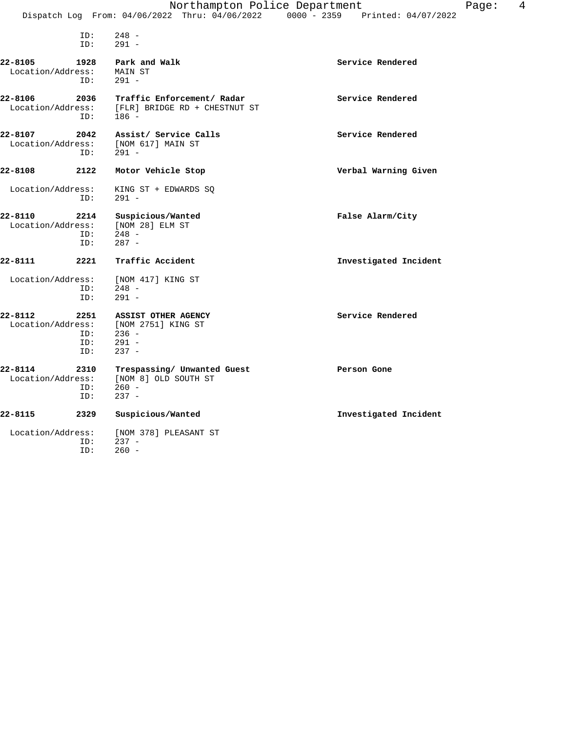ID: 248 -
ID: 291 -

**22-8105 1928 Park and Walk** **Service Rendered**
Location/Address: MAIN ST
ID: 291 -

**22-8106 2036 Traffic Enforcement/ Radar** **Service Rendered**
Location/Address: [FLR] BRIDGE RD + CHESTNUT ST
ID: 186 -

**22-8107 2042 Assist/ Service Calls** **Service Rendered**
Location/Address: [NOM 617] MAIN ST
ID: 291 -

**22-8108 2122 Motor Vehicle Stop** **Verbal Warning Given**

Location/Address: KING ST + EDWARDS SQ
ID: 291 -

**22-8110 2214 Suspicious/Wanted** **False Alarm/City**
Location/Address: [NOM 28] ELM ST
ID: 248 -
ID: 287 -

**22-8111 2221 Traffic Accident** **Investigated Incident**

Location/Address: [NOM 417] KING ST
ID: 248 -
ID: 291 -

**22-8112 2251 ASSIST OTHER AGENCY** **Service Rendered**
Location/Address: [NOM 2751] KING ST
ID: 236 -
ID: 291 -
ID: 237 -

**22-8114 2310 Trespassing/ Unwanted Guest** **Person Gone**
Location/Address: [NOM 8] OLD SOUTH ST
ID: 260 -
ID: 237 -

**22-8115 2329 Suspicious/Wanted** **Investigated Incident**

Location/Address: [NOM 378] PLEASANT ST
ID: 237 -
ID: 260 -